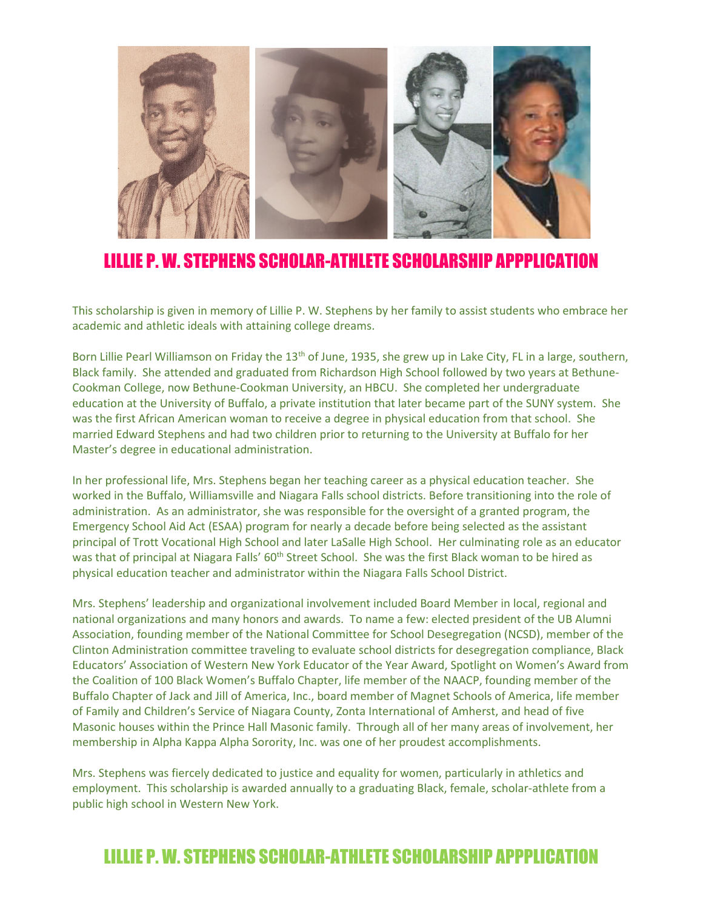# LILLIE P. W. STEPHENS SCHOLAR-ATHLETE SCHOLARSHIP APPPLICATION

This scholarship is given in memory of Lillie P. W. Stephens by her family to assist students who embrace her academic and athletic ideals with attaining college dreams.

Born Lillie Pearl Williamson on Friday the 13th of June, 1935, she grew up in Lake City, FL in a large, southern, Black family. She attended and graduated from Richardson High School followed by two years at Bethune-Cookman College, now Bethune-Cookman University, an HBCU. She completed her undergraduate education at the University of Buffalo, a private institution that later became part of the SUNY system. She was the first African American woman to receive a degree in physical education from that school. She married Edward Stephens and had two children prior to returning to the University at Buffalo for her Master's degree in educational administration.

In her professional life, Mrs. Stephens began her teaching career as a physical education teacher. She worked in the Buffalo, Williamsville and Niagara Falls school districts. Before transitioning into the role of administration. As an administrator, she was responsible for the oversight of a granted program, the Emergency School Aid Act (ESAA) program for nearly a decade before being selected as the assistant principal of Trott Vocational High School and later LaSalle High School. Her culminating role as an educator was that of principal at Niagara Falls' 60th Street School. She was the first Black woman to be hired as physical education teacher and administrator within the Niagara Falls School District.

Mrs. Stephens' leadership and organizational involvement included Board Member in local, regional and national organizations and many honors and awards. To name a few: elected president of the UB Alumni Association, founding member of the National Committee for School Desegregation (NCSD), member of the Clinton Administration committee traveling to evaluate school districts for desegregation compliance, Black Educators' Association of Western New York Educator of the Year Award, Spotlight on Women's Award from the Coalition of 100 Black Women's Buffalo Chapter, life member of the NAACP, founding member of the Buffalo Chapter of Jack and Jill of America, Inc., board member of Magnet Schools of America, life member of Family and Children's Service of Niagara County, Zonta International of Amherst, and head of five Masonic houses within the Prince Hall Masonic family. Through all of her many areas of involvement, her membership in Alpha Kappa Alpha Sorority, Inc. was one of her proudest accomplishments.

Mrs. Stephens was fiercely dedicated to justice and equality for women, particularly in athletics and employment. This scholarship is awarded annually to a graduating Black, female, scholar-athlete from a public high school in Western New York.

# LILLIE P. W. STEPHENS SCHOLAR-ATHLETE SCHOLARSHIP APPPLICATION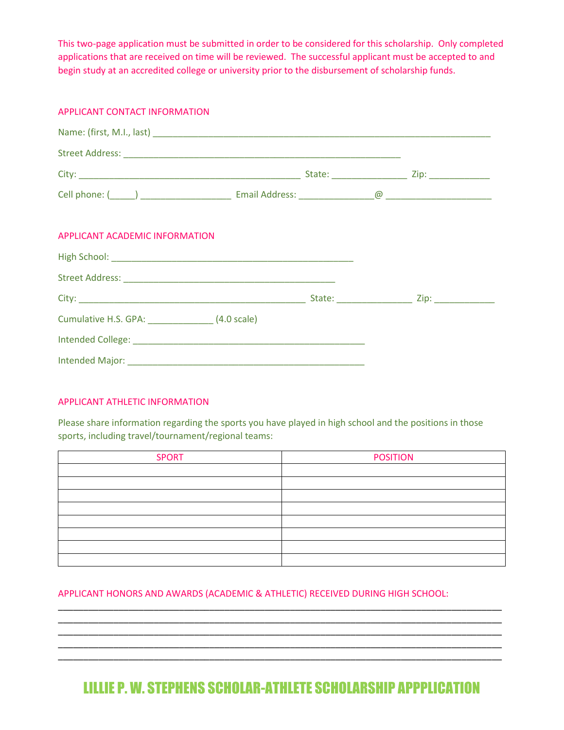This two-page application must be submitted in order to be considered for this scholarship. Only completed applications that are received on time will be reviewed. The successful applicant must be accepted to and begin study at an accredited college or university prior to the disbursement of scholarship funds.

## APPLICANT CONTACT INFORMATION

Name: (first, M.I., last) ______________________________________________________________________

Street Address: __________________________________________________________

City: ______________________________________________ State: _______________ Zip: ____________

Cell phone: (_____) __________________ Email Address: _______________@ _____________________

## APPLICANT ACADEMIC INFORMATION

High School: __________________________________________________

Street Address: ____________________________________________

City: _______________________________________________ State: _______________ Zip: ____________

Cumulative H.S. GPA: _____________ (4.0 scale)

Intended College: ________________________________________________

Intended Major: _________________________________________________

## APPLICANT ATHLETIC INFORMATION

Please share information regarding the sports you have played in high school and the positions in those sports, including travel/tournament/regional teams:

| SPORT | POSITION |
|---|---|
| | |
| | |
| | |
| | |
| | |
| | |
| | |
| | |

## APPLICANT HONORS AND AWARDS (ACADEMIC & ATHLETIC) RECEIVED DURING HIGH SCHOOL:

___________________________________________________________________________________________
___________________________________________________________________________________________
___________________________________________________________________________________________
___________________________________________________________________________________________
___________________________________________________________________________________________

# LILLIE P. W. STEPHENS SCHOLAR-ATHLETE SCHOLARSHIP APPPLICATION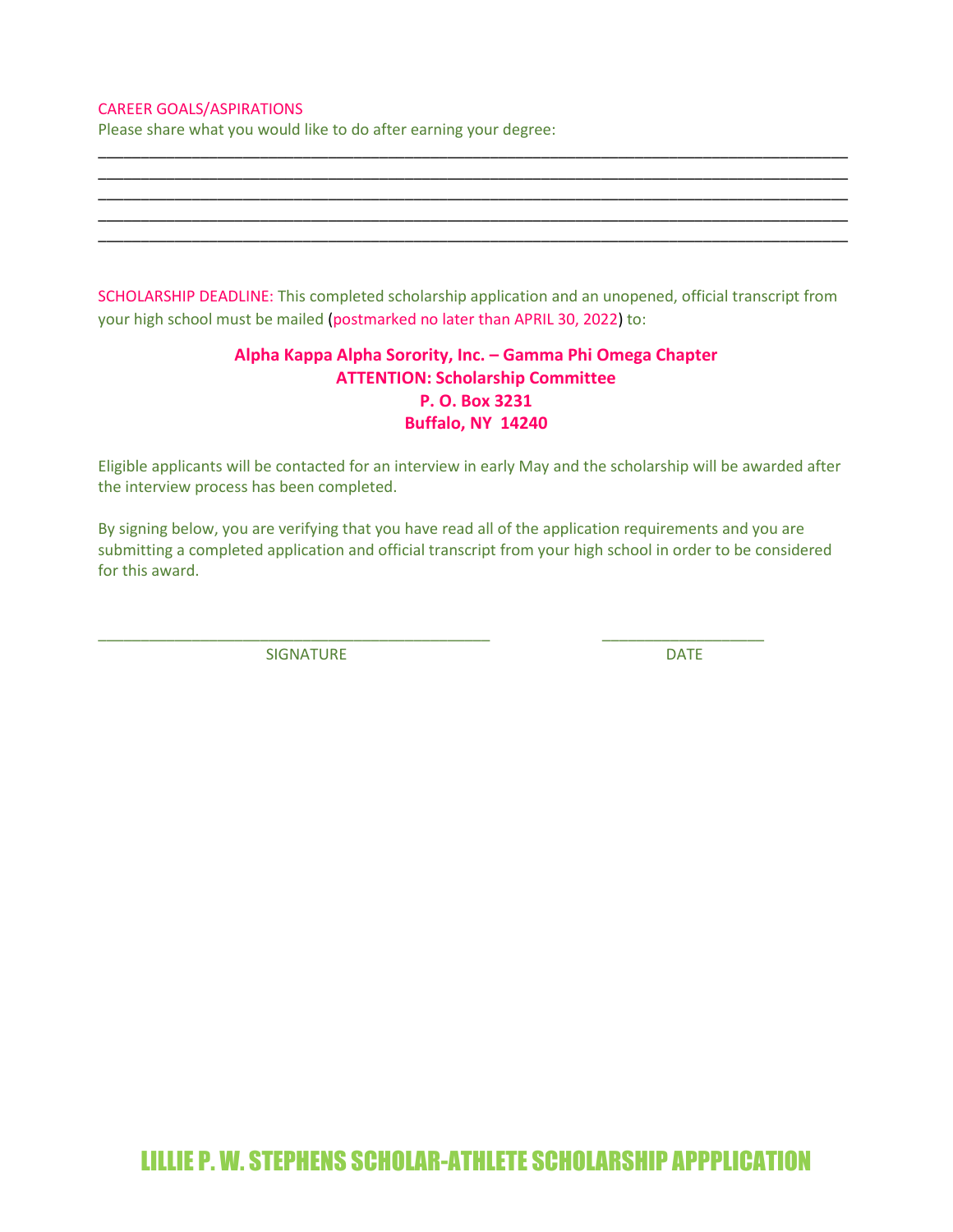CAREER GOALS/ASPIRATIONS

Please share what you would like to do after earning your degree:

______________________________________________________________________________
______________________________________________________________________________
______________________________________________________________________________
______________________________________________________________________________
______________________________________________________________________________

SCHOLARSHIP DEADLINE: This completed scholarship application and an unopened, official transcript from your high school must be mailed (postmarked no later than APRIL 30, 2022) to:

**Alpha Kappa Alpha Sorority, Inc. – Gamma Phi Omega Chapter**
**ATTENTION: Scholarship Committee**
**P. O. Box 3231**
**Buffalo, NY 14240**

Eligible applicants will be contacted for an interview in early May and the scholarship will be awarded after the interview process has been completed.

By signing below, you are verifying that you have read all of the application requirements and you are submitting a completed application and official transcript from your high school in order to be considered for this award.

_______________________________________________ ___________________
SIGNATURE DATE

LILLIE P. W. STEPHENS SCHOLAR-ATHLETE SCHOLARSHIP APPPLICATION